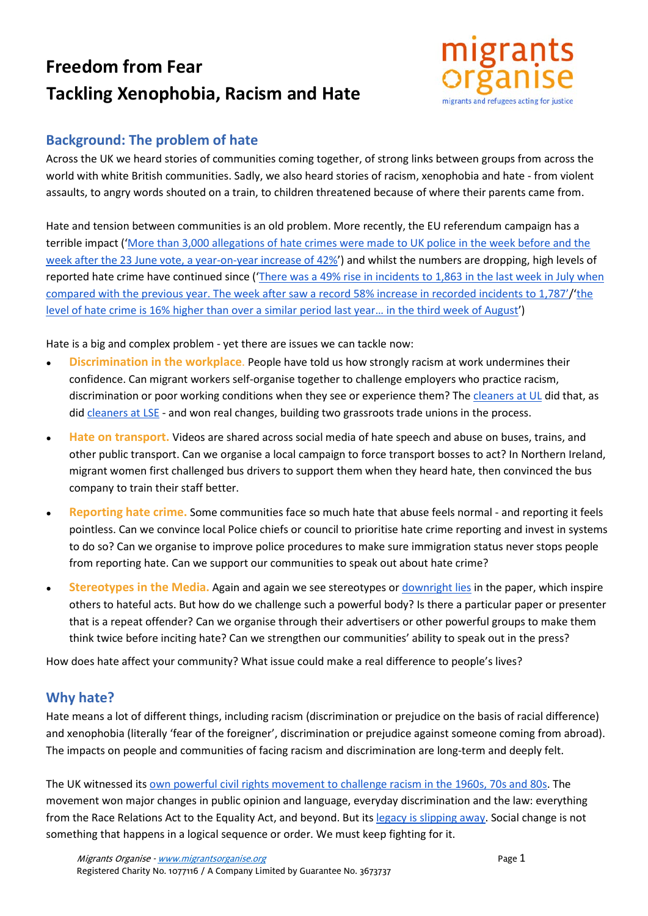# Freedom from Fear

# Tackling Xenophobia, Racism and Hate

migrants organise
migrants and refugees acting for justice

## Background: The problem of hate

Across the UK we heard stories of communities coming together, of strong links between groups from across the world with white British communities. Sadly, we also heard stories of racism, xenophobia and hate - from violent assaults, to angry words shouted on a train, to children threatened because of where their parents came from.

Hate and tension between communities is an old problem. More recently, the EU referendum campaign has a terrible impact ('More than 3,000 allegations of hate crimes were made to UK police in the week before and the week after the 23 June vote, a year-on-year increase of 42%') and whilst the numbers are dropping, high levels of reported hate crime have continued since ('There was a 49% rise in incidents to 1,863 in the last week in July when compared with the previous year. The week after saw a record 58% increase in recorded incidents to 1,787'/'the level of hate crime is 16% higher than over a similar period last year… in the third week of August')

Hate is a big and complex problem - yet there are issues we can tackle now:

- **Discrimination in the workplace.** People have told us how strongly racism at work undermines their confidence. Can migrant workers self-organise together to challenge employers who practice racism, discrimination or poor working conditions when they see or experience them? The cleaners at UL did that, as did cleaners at LSE - and won real changes, building two grassroots trade unions in the process.
- **Hate on transport.** Videos are shared across social media of hate speech and abuse on buses, trains, and other public transport. Can we organise a local campaign to force transport bosses to act? In Northern Ireland, migrant women first challenged bus drivers to support them when they heard hate, then convinced the bus company to train their staff better.
- **Reporting hate crime.** Some communities face so much hate that abuse feels normal - and reporting it feels pointless. Can we convince local Police chiefs or council to prioritise hate crime reporting and invest in systems to do so? Can we organise to improve police procedures to make sure immigration status never stops people from reporting hate. Can we support our communities to speak out about hate crime?
- **Stereotypes in the Media.** Again and again we see stereotypes or downright lies in the paper, which inspire others to hateful acts. But how do we challenge such a powerful body? Is there a particular paper or presenter that is a repeat offender? Can we organise through their advertisers or other powerful groups to make them think twice before inciting hate? Can we strengthen our communities' ability to speak out in the press?

How does hate affect your community? What issue could make a real difference to people's lives?

## Why hate?

Hate means a lot of different things, including racism (discrimination or prejudice on the basis of racial difference) and xenophobia (literally 'fear of the foreigner', discrimination or prejudice against someone coming from abroad). The impacts on people and communities of facing racism and discrimination are long-term and deeply felt.

The UK witnessed its own powerful civil rights movement to challenge racism in the 1960s, 70s and 80s. The movement won major changes in public opinion and language, everyday discrimination and the law: everything from the Race Relations Act to the Equality Act, and beyond. But its legacy is slipping away. Social change is not something that happens in a logical sequence or order. We must keep fighting for it.

*Migrants Organise - www.migrantsorganise.org*
Registered Charity No. 1077116 / A Company Limited by Guarantee No. 3673737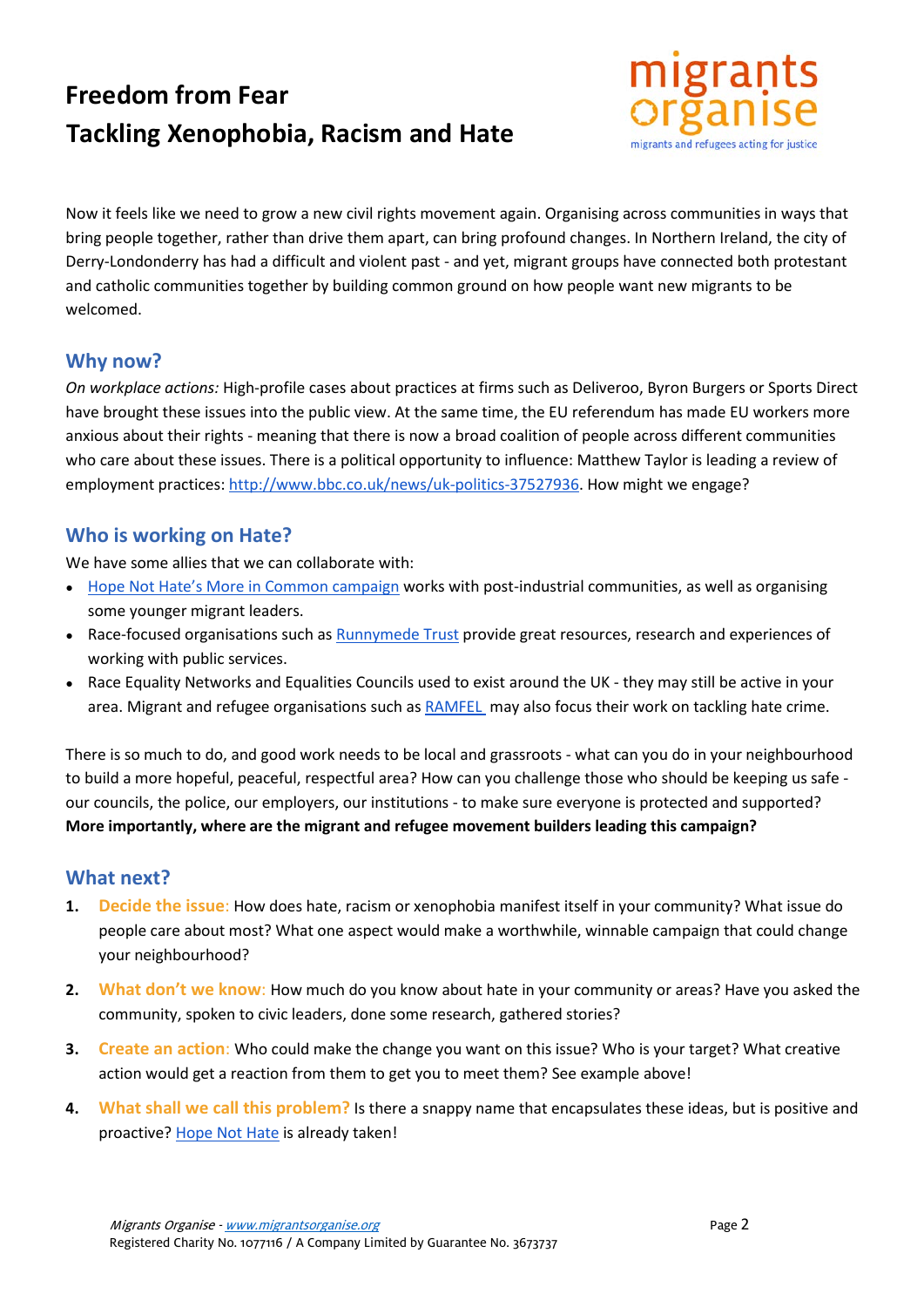# Freedom from Fear

# Tackling Xenophobia, Racism and Hate

migrants organise
migrants and refugees acting for justice

Now it feels like we need to grow a new civil rights movement again. Organising across communities in ways that bring people together, rather than drive them apart, can bring profound changes. In Northern Ireland, the city of Derry-Londonderry has had a difficult and violent past - and yet, migrant groups have connected both protestant and catholic communities together by building common ground on how people want new migrants to be welcomed.

## Why now?

*On workplace actions:* High-profile cases about practices at firms such as Deliveroo, Byron Burgers or Sports Direct have brought these issues into the public view. At the same time, the EU referendum has made EU workers more anxious about their rights - meaning that there is now a broad coalition of people across different communities who care about these issues. There is a political opportunity to influence: Matthew Taylor is leading a review of employment practices: http://www.bbc.co.uk/news/uk-politics-37527936. How might we engage?

## Who is working on Hate?

We have some allies that we can collaborate with:

- Hope Not Hate's More in Common campaign works with post-industrial communities, as well as organising some younger migrant leaders.
- Race-focused organisations such as Runnymede Trust provide great resources, research and experiences of working with public services.
- Race Equality Networks and Equalities Councils used to exist around the UK - they may still be active in your area. Migrant and refugee organisations such as RAMFEL may also focus their work on tackling hate crime.

There is so much to do, and good work needs to be local and grassroots - what can you do in your neighbourhood to build a more hopeful, peaceful, respectful area? How can you challenge those who should be keeping us safe - our councils, the police, our employers, our institutions - to make sure everyone is protected and supported? **More importantly, where are the migrant and refugee movement builders leading this campaign?**

## What next?

1. **Decide the issue**: How does hate, racism or xenophobia manifest itself in your community? What issue do people care about most? What one aspect would make a worthwhile, winnable campaign that could change your neighbourhood?
2. **What don't we know**: How much do you know about hate in your community or areas? Have you asked the community, spoken to civic leaders, done some research, gathered stories?
3. **Create an action**: Who could make the change you want on this issue? Who is your target? What creative action would get a reaction from them to get you to meet them? See example above!
4. **What shall we call this problem?** Is there a snappy name that encapsulates these ideas, but is positive and proactive? Hope Not Hate is already taken!

*Migrants Organise - www.migrantsorganise.org*
Registered Charity No. 1077116 / A Company Limited by Guarantee No. 3673737